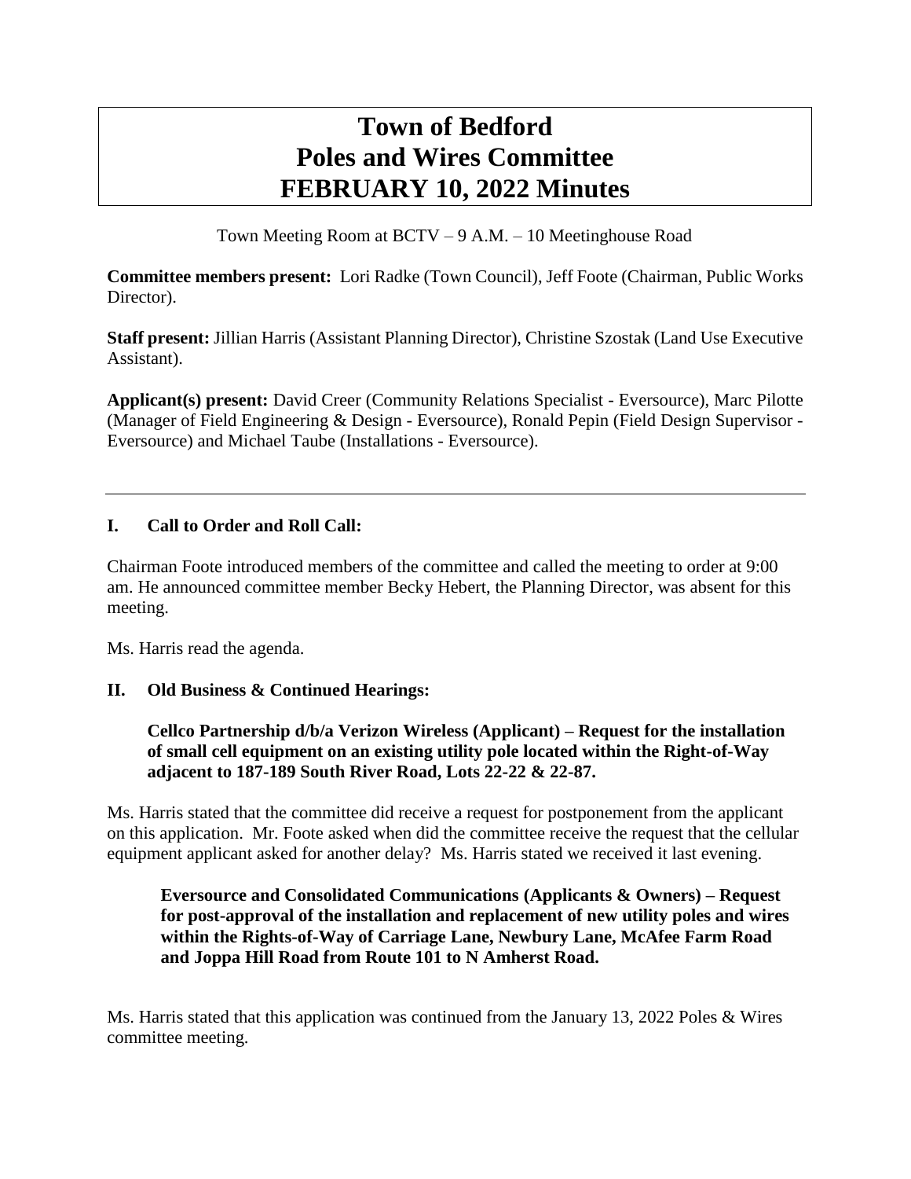# Town of Bedford
# Poles and Wires Committee
# FEBRUARY 10, 2022 Minutes

Town Meeting Room at BCTV – 9 A.M. – 10 Meetinghouse Road

**Committee members present:** Lori Radke (Town Council), Jeff Foote (Chairman, Public Works Director).

**Staff present:** Jillian Harris (Assistant Planning Director), Christine Szostak (Land Use Executive Assistant).

**Applicant(s) present:** David Creer (Community Relations Specialist - Eversource), Marc Pilotte (Manager of Field Engineering & Design - Eversource), Ronald Pepin (Field Design Supervisor - Eversource) and Michael Taube (Installations - Eversource).

---

## I. Call to Order and Roll Call:

Chairman Foote introduced members of the committee and called the meeting to order at 9:00 am. He announced committee member Becky Hebert, the Planning Director, was absent for this meeting.

Ms. Harris read the agenda.

## II. Old Business & Continued Hearings:

**Cellco Partnership d/b/a Verizon Wireless (Applicant) – Request for the installation of small cell equipment on an existing utility pole located within the Right-of-Way adjacent to 187-189 South River Road, Lots 22-22 & 22-87.**

Ms. Harris stated that the committee did receive a request for postponement from the applicant on this application. Mr. Foote asked when did the committee receive the request that the cellular equipment applicant asked for another delay? Ms. Harris stated we received it last evening.

**Eversource and Consolidated Communications (Applicants & Owners) – Request for post-approval of the installation and replacement of new utility poles and wires within the Rights-of-Way of Carriage Lane, Newbury Lane, McAfee Farm Road and Joppa Hill Road from Route 101 to N Amherst Road.**

Ms. Harris stated that this application was continued from the January 13, 2022 Poles & Wires committee meeting.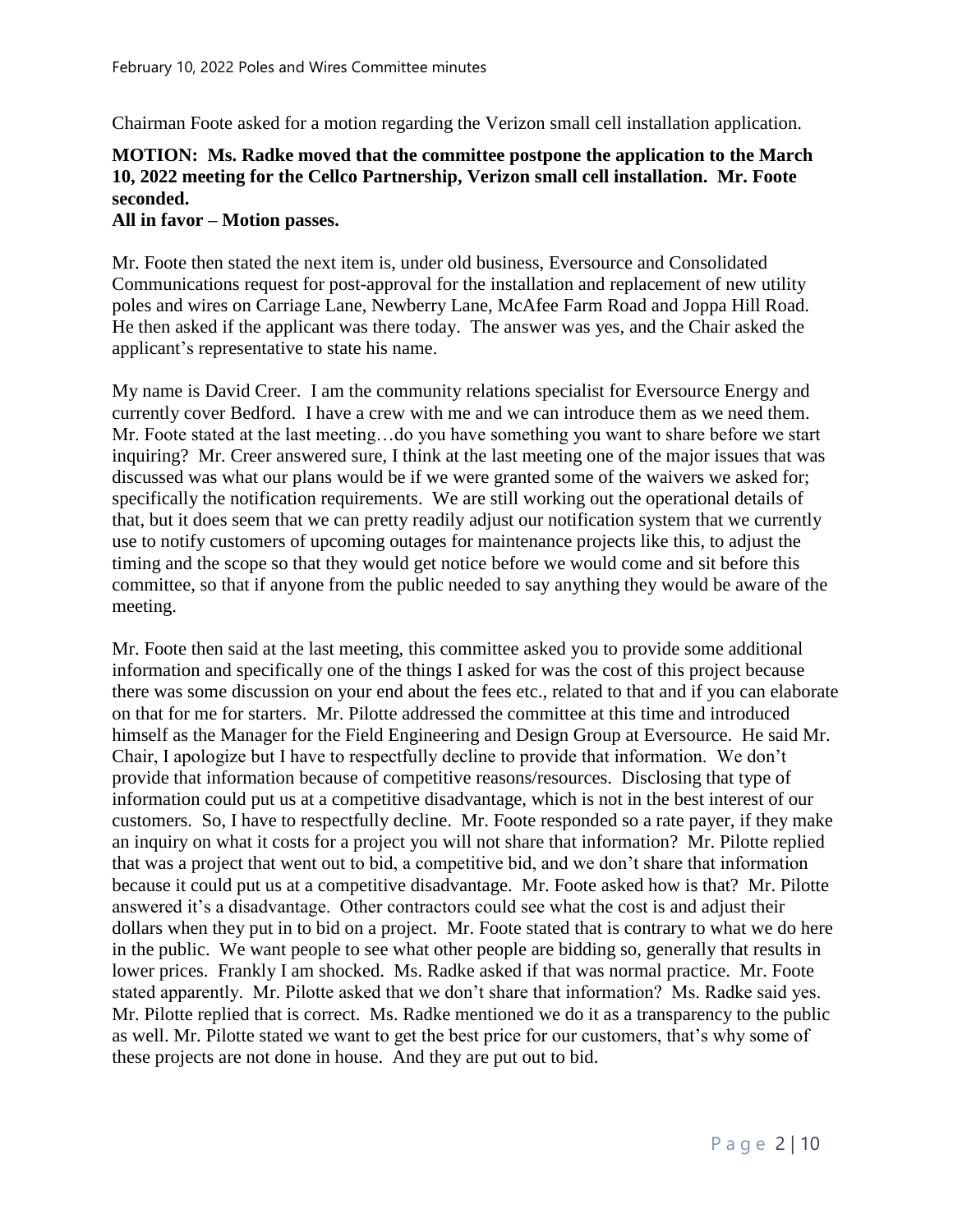Chairman Foote asked for a motion regarding the Verizon small cell installation application.

**MOTION: Ms. Radke moved that the committee postpone the application to the March 10, 2022 meeting for the Cellco Partnership, Verizon small cell installation. Mr. Foote seconded.**
**All in favor – Motion passes.**

Mr. Foote then stated the next item is, under old business, Eversource and Consolidated Communications request for post-approval for the installation and replacement of new utility poles and wires on Carriage Lane, Newberry Lane, McAfee Farm Road and Joppa Hill Road. He then asked if the applicant was there today. The answer was yes, and the Chair asked the applicant's representative to state his name.

My name is David Creer. I am the community relations specialist for Eversource Energy and currently cover Bedford. I have a crew with me and we can introduce them as we need them. Mr. Foote stated at the last meeting…do you have something you want to share before we start inquiring? Mr. Creer answered sure, I think at the last meeting one of the major issues that was discussed was what our plans would be if we were granted some of the waivers we asked for; specifically the notification requirements. We are still working out the operational details of that, but it does seem that we can pretty readily adjust our notification system that we currently use to notify customers of upcoming outages for maintenance projects like this, to adjust the timing and the scope so that they would get notice before we would come and sit before this committee, so that if anyone from the public needed to say anything they would be aware of the meeting.

Mr. Foote then said at the last meeting, this committee asked you to provide some additional information and specifically one of the things I asked for was the cost of this project because there was some discussion on your end about the fees etc., related to that and if you can elaborate on that for me for starters. Mr. Pilotte addressed the committee at this time and introduced himself as the Manager for the Field Engineering and Design Group at Eversource. He said Mr. Chair, I apologize but I have to respectfully decline to provide that information. We don't provide that information because of competitive reasons/resources. Disclosing that type of information could put us at a competitive disadvantage, which is not in the best interest of our customers. So, I have to respectfully decline. Mr. Foote responded so a rate payer, if they make an inquiry on what it costs for a project you will not share that information? Mr. Pilotte replied that was a project that went out to bid, a competitive bid, and we don't share that information because it could put us at a competitive disadvantage. Mr. Foote asked how is that? Mr. Pilotte answered it's a disadvantage. Other contractors could see what the cost is and adjust their dollars when they put in to bid on a project. Mr. Foote stated that is contrary to what we do here in the public. We want people to see what other people are bidding so, generally that results in lower prices. Frankly I am shocked. Ms. Radke asked if that was normal practice. Mr. Foote stated apparently. Mr. Pilotte asked that we don't share that information? Ms. Radke said yes. Mr. Pilotte replied that is correct. Ms. Radke mentioned we do it as a transparency to the public as well. Mr. Pilotte stated we want to get the best price for our customers, that's why some of these projects are not done in house. And they are put out to bid.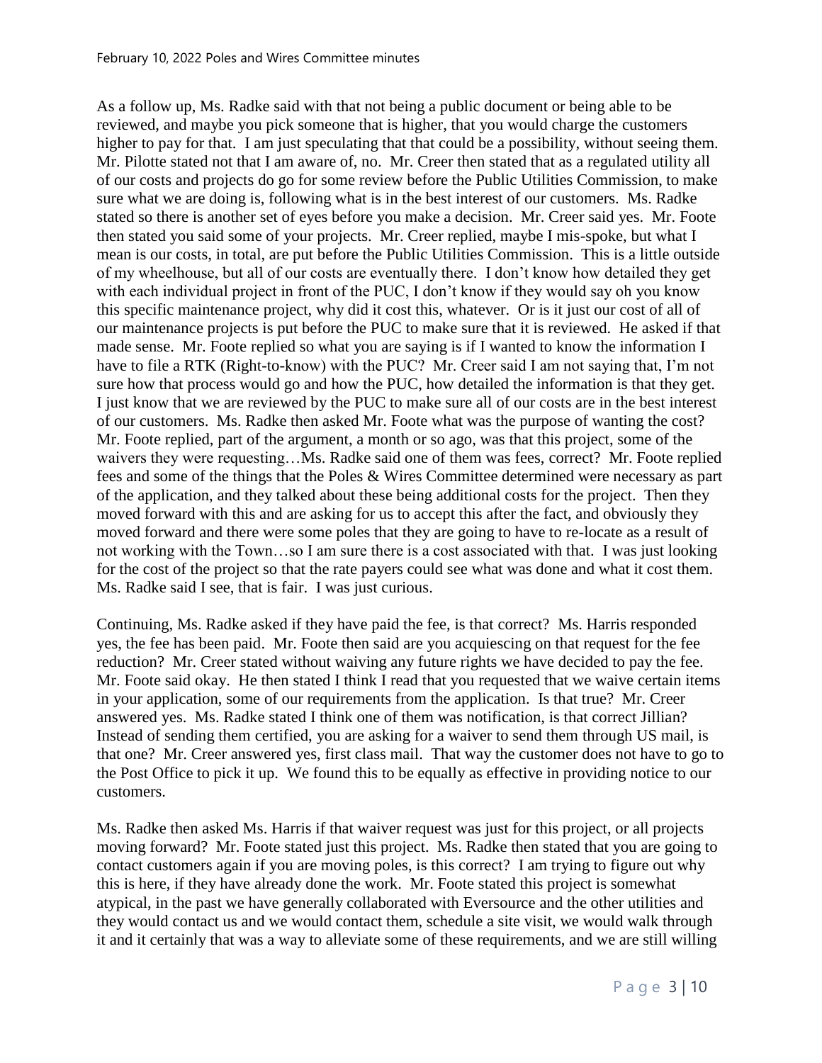As a follow up, Ms. Radke said with that not being a public document or being able to be reviewed, and maybe you pick someone that is higher, that you would charge the customers higher to pay for that. I am just speculating that that could be a possibility, without seeing them. Mr. Pilotte stated not that I am aware of, no. Mr. Creer then stated that as a regulated utility all of our costs and projects do go for some review before the Public Utilities Commission, to make sure what we are doing is, following what is in the best interest of our customers. Ms. Radke stated so there is another set of eyes before you make a decision. Mr. Creer said yes. Mr. Foote then stated you said some of your projects. Mr. Creer replied, maybe I mis-spoke, but what I mean is our costs, in total, are put before the Public Utilities Commission. This is a little outside of my wheelhouse, but all of our costs are eventually there. I don't know how detailed they get with each individual project in front of the PUC, I don't know if they would say oh you know this specific maintenance project, why did it cost this, whatever. Or is it just our cost of all of our maintenance projects is put before the PUC to make sure that it is reviewed. He asked if that made sense. Mr. Foote replied so what you are saying is if I wanted to know the information I have to file a RTK (Right-to-know) with the PUC? Mr. Creer said I am not saying that, I'm not sure how that process would go and how the PUC, how detailed the information is that they get. I just know that we are reviewed by the PUC to make sure all of our costs are in the best interest of our customers. Ms. Radke then asked Mr. Foote what was the purpose of wanting the cost? Mr. Foote replied, part of the argument, a month or so ago, was that this project, some of the waivers they were requesting…Ms. Radke said one of them was fees, correct? Mr. Foote replied fees and some of the things that the Poles & Wires Committee determined were necessary as part of the application, and they talked about these being additional costs for the project. Then they moved forward with this and are asking for us to accept this after the fact, and obviously they moved forward and there were some poles that they are going to have to re-locate as a result of not working with the Town…so I am sure there is a cost associated with that. I was just looking for the cost of the project so that the rate payers could see what was done and what it cost them. Ms. Radke said I see, that is fair. I was just curious.

Continuing, Ms. Radke asked if they have paid the fee, is that correct? Ms. Harris responded yes, the fee has been paid. Mr. Foote then said are you acquiescing on that request for the fee reduction? Mr. Creer stated without waiving any future rights we have decided to pay the fee. Mr. Foote said okay. He then stated I think I read that you requested that we waive certain items in your application, some of our requirements from the application. Is that true? Mr. Creer answered yes. Ms. Radke stated I think one of them was notification, is that correct Jillian? Instead of sending them certified, you are asking for a waiver to send them through US mail, is that one? Mr. Creer answered yes, first class mail. That way the customer does not have to go to the Post Office to pick it up. We found this to be equally as effective in providing notice to our customers.

Ms. Radke then asked Ms. Harris if that waiver request was just for this project, or all projects moving forward? Mr. Foote stated just this project. Ms. Radke then stated that you are going to contact customers again if you are moving poles, is this correct? I am trying to figure out why this is here, if they have already done the work. Mr. Foote stated this project is somewhat atypical, in the past we have generally collaborated with Eversource and the other utilities and they would contact us and we would contact them, schedule a site visit, we would walk through it and it certainly that was a way to alleviate some of these requirements, and we are still willing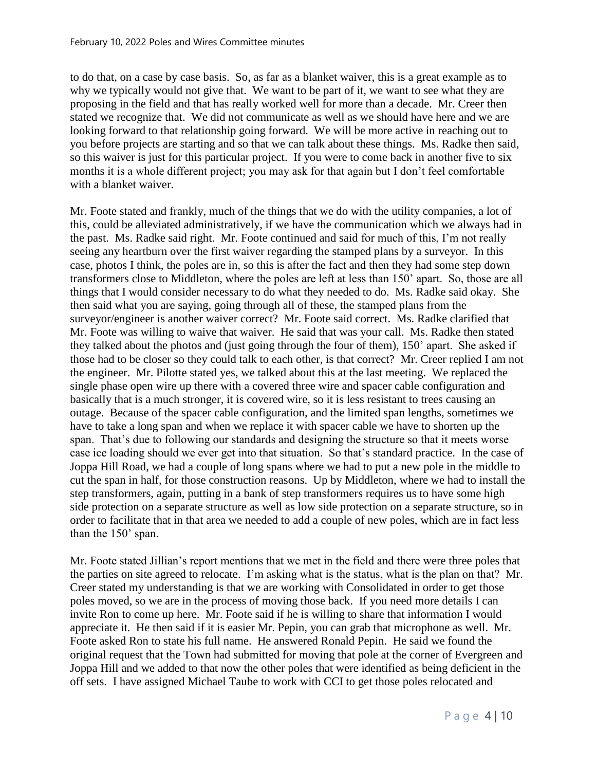to do that, on a case by case basis. So, as far as a blanket waiver, this is a great example as to why we typically would not give that. We want to be part of it, we want to see what they are proposing in the field and that has really worked well for more than a decade. Mr. Creer then stated we recognize that. We did not communicate as well as we should have here and we are looking forward to that relationship going forward. We will be more active in reaching out to you before projects are starting and so that we can talk about these things. Ms. Radke then said, so this waiver is just for this particular project. If you were to come back in another five to six months it is a whole different project; you may ask for that again but I don't feel comfortable with a blanket waiver.

Mr. Foote stated and frankly, much of the things that we do with the utility companies, a lot of this, could be alleviated administratively, if we have the communication which we always had in the past. Ms. Radke said right. Mr. Foote continued and said for much of this, I'm not really seeing any heartburn over the first waiver regarding the stamped plans by a surveyor. In this case, photos I think, the poles are in, so this is after the fact and then they had some step down transformers close to Middleton, where the poles are left at less than 150' apart. So, those are all things that I would consider necessary to do what they needed to do. Ms. Radke said okay. She then said what you are saying, going through all of these, the stamped plans from the surveyor/engineer is another waiver correct? Mr. Foote said correct. Ms. Radke clarified that Mr. Foote was willing to waive that waiver. He said that was your call. Ms. Radke then stated they talked about the photos and (just going through the four of them), 150' apart. She asked if those had to be closer so they could talk to each other, is that correct? Mr. Creer replied I am not the engineer. Mr. Pilotte stated yes, we talked about this at the last meeting. We replaced the single phase open wire up there with a covered three wire and spacer cable configuration and basically that is a much stronger, it is covered wire, so it is less resistant to trees causing an outage. Because of the spacer cable configuration, and the limited span lengths, sometimes we have to take a long span and when we replace it with spacer cable we have to shorten up the span. That's due to following our standards and designing the structure so that it meets worse case ice loading should we ever get into that situation. So that's standard practice. In the case of Joppa Hill Road, we had a couple of long spans where we had to put a new pole in the middle to cut the span in half, for those construction reasons. Up by Middleton, where we had to install the step transformers, again, putting in a bank of step transformers requires us to have some high side protection on a separate structure as well as low side protection on a separate structure, so in order to facilitate that in that area we needed to add a couple of new poles, which are in fact less than the 150' span.

Mr. Foote stated Jillian's report mentions that we met in the field and there were three poles that the parties on site agreed to relocate. I'm asking what is the status, what is the plan on that? Mr. Creer stated my understanding is that we are working with Consolidated in order to get those poles moved, so we are in the process of moving those back. If you need more details I can invite Ron to come up here. Mr. Foote said if he is willing to share that information I would appreciate it. He then said if it is easier Mr. Pepin, you can grab that microphone as well. Mr. Foote asked Ron to state his full name. He answered Ronald Pepin. He said we found the original request that the Town had submitted for moving that pole at the corner of Evergreen and Joppa Hill and we added to that now the other poles that were identified as being deficient in the off sets. I have assigned Michael Taube to work with CCI to get those poles relocated and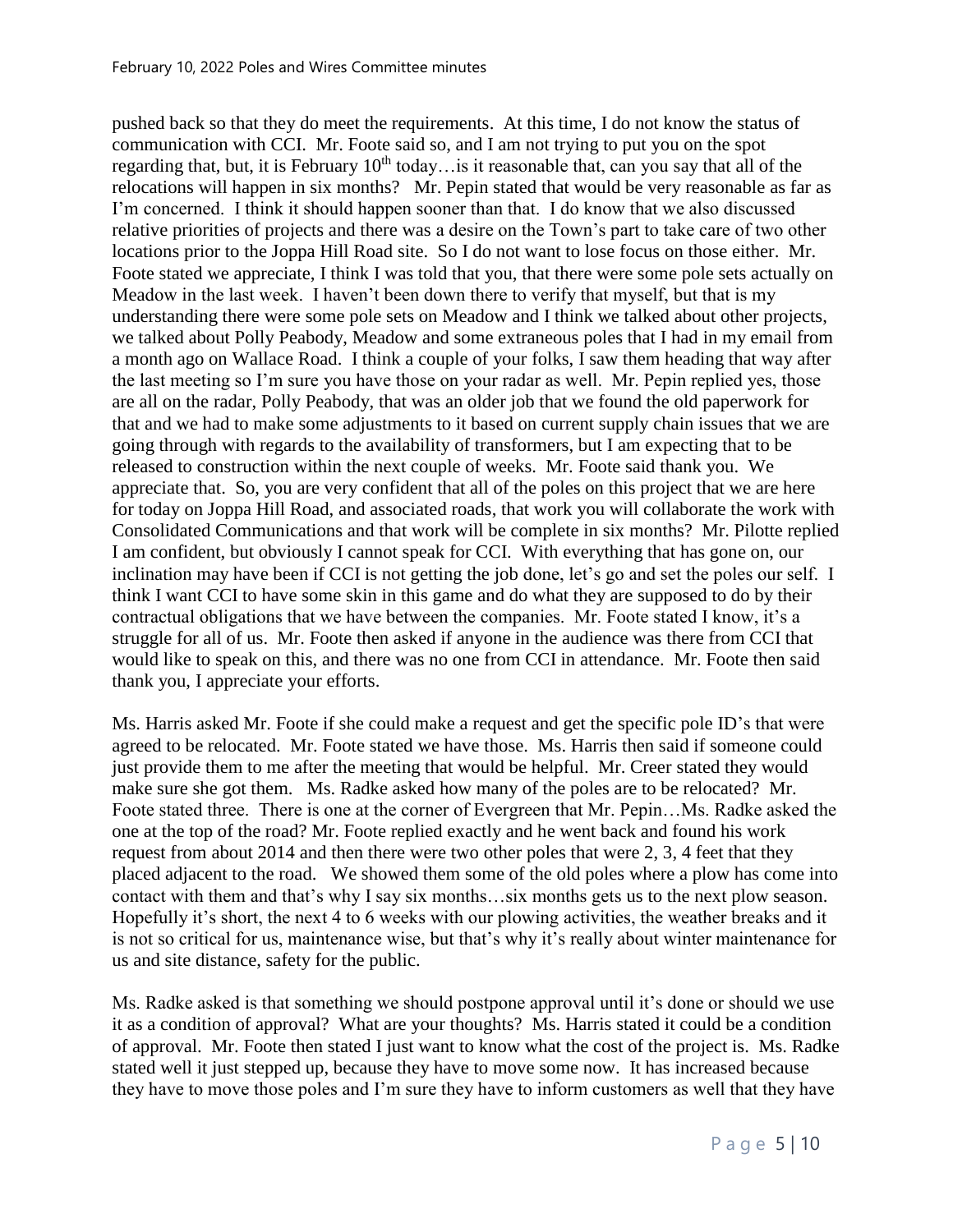pushed back so that they do meet the requirements. At this time, I do not know the status of communication with CCI. Mr. Foote said so, and I am not trying to put you on the spot regarding that, but, it is February 10th today…is it reasonable that, can you say that all of the relocations will happen in six months? Mr. Pepin stated that would be very reasonable as far as I'm concerned. I think it should happen sooner than that. I do know that we also discussed relative priorities of projects and there was a desire on the Town's part to take care of two other locations prior to the Joppa Hill Road site. So I do not want to lose focus on those either. Mr. Foote stated we appreciate, I think I was told that you, that there were some pole sets actually on Meadow in the last week. I haven't been down there to verify that myself, but that is my understanding there were some pole sets on Meadow and I think we talked about other projects, we talked about Polly Peabody, Meadow and some extraneous poles that I had in my email from a month ago on Wallace Road. I think a couple of your folks, I saw them heading that way after the last meeting so I'm sure you have those on your radar as well. Mr. Pepin replied yes, those are all on the radar, Polly Peabody, that was an older job that we found the old paperwork for that and we had to make some adjustments to it based on current supply chain issues that we are going through with regards to the availability of transformers, but I am expecting that to be released to construction within the next couple of weeks. Mr. Foote said thank you. We appreciate that. So, you are very confident that all of the poles on this project that we are here for today on Joppa Hill Road, and associated roads, that work you will collaborate the work with Consolidated Communications and that work will be complete in six months? Mr. Pilotte replied I am confident, but obviously I cannot speak for CCI. With everything that has gone on, our inclination may have been if CCI is not getting the job done, let's go and set the poles our self. I think I want CCI to have some skin in this game and do what they are supposed to do by their contractual obligations that we have between the companies. Mr. Foote stated I know, it's a struggle for all of us. Mr. Foote then asked if anyone in the audience was there from CCI that would like to speak on this, and there was no one from CCI in attendance. Mr. Foote then said thank you, I appreciate your efforts.

Ms. Harris asked Mr. Foote if she could make a request and get the specific pole ID's that were agreed to be relocated. Mr. Foote stated we have those. Ms. Harris then said if someone could just provide them to me after the meeting that would be helpful. Mr. Creer stated they would make sure she got them. Ms. Radke asked how many of the poles are to be relocated? Mr. Foote stated three. There is one at the corner of Evergreen that Mr. Pepin…Ms. Radke asked the one at the top of the road? Mr. Foote replied exactly and he went back and found his work request from about 2014 and then there were two other poles that were 2, 3, 4 feet that they placed adjacent to the road. We showed them some of the old poles where a plow has come into contact with them and that's why I say six months…six months gets us to the next plow season. Hopefully it's short, the next 4 to 6 weeks with our plowing activities, the weather breaks and it is not so critical for us, maintenance wise, but that's why it's really about winter maintenance for us and site distance, safety for the public.

Ms. Radke asked is that something we should postpone approval until it's done or should we use it as a condition of approval? What are your thoughts? Ms. Harris stated it could be a condition of approval. Mr. Foote then stated I just want to know what the cost of the project is. Ms. Radke stated well it just stepped up, because they have to move some now. It has increased because they have to move those poles and I'm sure they have to inform customers as well that they have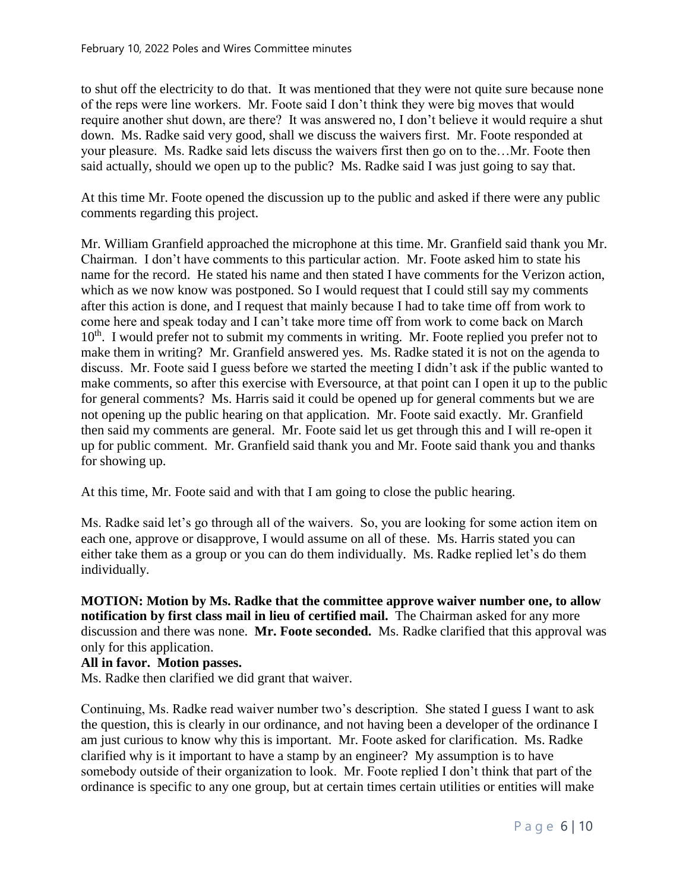to shut off the electricity to do that. It was mentioned that they were not quite sure because none of the reps were line workers. Mr. Foote said I don't think they were big moves that would require another shut down, are there? It was answered no, I don't believe it would require a shut down. Ms. Radke said very good, shall we discuss the waivers first. Mr. Foote responded at your pleasure. Ms. Radke said lets discuss the waivers first then go on to the…Mr. Foote then said actually, should we open up to the public? Ms. Radke said I was just going to say that.

At this time Mr. Foote opened the discussion up to the public and asked if there were any public comments regarding this project.

Mr. William Granfield approached the microphone at this time. Mr. Granfield said thank you Mr. Chairman. I don't have comments to this particular action. Mr. Foote asked him to state his name for the record. He stated his name and then stated I have comments for the Verizon action, which as we now know was postponed. So I would request that I could still say my comments after this action is done, and I request that mainly because I had to take time off from work to come here and speak today and I can't take more time off from work to come back on March 10th. I would prefer not to submit my comments in writing. Mr. Foote replied you prefer not to make them in writing? Mr. Granfield answered yes. Ms. Radke stated it is not on the agenda to discuss. Mr. Foote said I guess before we started the meeting I didn't ask if the public wanted to make comments, so after this exercise with Eversource, at that point can I open it up to the public for general comments? Ms. Harris said it could be opened up for general comments but we are not opening up the public hearing on that application. Mr. Foote said exactly. Mr. Granfield then said my comments are general. Mr. Foote said let us get through this and I will re-open it up for public comment. Mr. Granfield said thank you and Mr. Foote said thank you and thanks for showing up.

At this time, Mr. Foote said and with that I am going to close the public hearing.

Ms. Radke said let's go through all of the waivers. So, you are looking for some action item on each one, approve or disapprove, I would assume on all of these. Ms. Harris stated you can either take them as a group or you can do them individually. Ms. Radke replied let's do them individually.

**MOTION: Motion by Ms. Radke that the committee approve waiver number one, to allow notification by first class mail in lieu of certified mail.** The Chairman asked for any more discussion and there was none. **Mr. Foote seconded.** Ms. Radke clarified that this approval was only for this application.
**All in favor. Motion passes.**
Ms. Radke then clarified we did grant that waiver.

Continuing, Ms. Radke read waiver number two's description. She stated I guess I want to ask the question, this is clearly in our ordinance, and not having been a developer of the ordinance I am just curious to know why this is important. Mr. Foote asked for clarification. Ms. Radke clarified why is it important to have a stamp by an engineer? My assumption is to have somebody outside of their organization to look. Mr. Foote replied I don't think that part of the ordinance is specific to any one group, but at certain times certain utilities or entities will make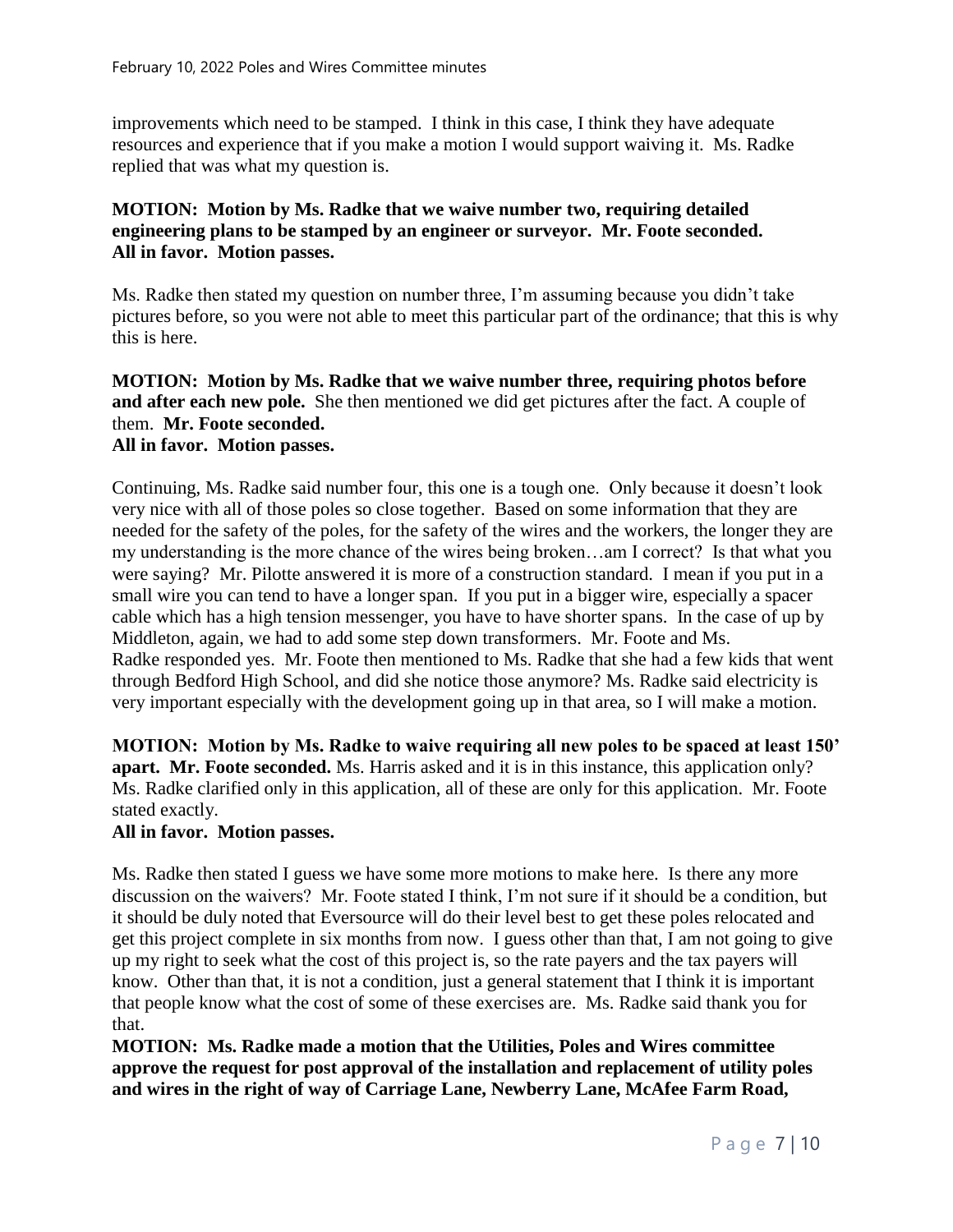improvements which need to be stamped. I think in this case, I think they have adequate resources and experience that if you make a motion I would support waiving it. Ms. Radke replied that was what my question is.

**MOTION: Motion by Ms. Radke that we waive number two, requiring detailed engineering plans to be stamped by an engineer or surveyor. Mr. Foote seconded. All in favor. Motion passes.**

Ms. Radke then stated my question on number three, I'm assuming because you didn't take pictures before, so you were not able to meet this particular part of the ordinance; that this is why this is here.

**MOTION: Motion by Ms. Radke that we waive number three, requiring photos before and after each new pole.** She then mentioned we did get pictures after the fact. A couple of them. **Mr. Foote seconded.**
**All in favor. Motion passes.**

Continuing, Ms. Radke said number four, this one is a tough one. Only because it doesn't look very nice with all of those poles so close together. Based on some information that they are needed for the safety of the poles, for the safety of the wires and the workers, the longer they are my understanding is the more chance of the wires being broken…am I correct? Is that what you were saying? Mr. Pilotte answered it is more of a construction standard. I mean if you put in a small wire you can tend to have a longer span. If you put in a bigger wire, especially a spacer cable which has a high tension messenger, you have to have shorter spans. In the case of up by Middleton, again, we had to add some step down transformers. Mr. Foote and Ms. Radke responded yes. Mr. Foote then mentioned to Ms. Radke that she had a few kids that went through Bedford High School, and did she notice those anymore? Ms. Radke said electricity is very important especially with the development going up in that area, so I will make a motion.

**MOTION: Motion by Ms. Radke to waive requiring all new poles to be spaced at least 150' apart. Mr. Foote seconded.** Ms. Harris asked and it is in this instance, this application only? Ms. Radke clarified only in this application, all of these are only for this application. Mr. Foote stated exactly.
**All in favor. Motion passes.**

Ms. Radke then stated I guess we have some more motions to make here. Is there any more discussion on the waivers? Mr. Foote stated I think, I'm not sure if it should be a condition, but it should be duly noted that Eversource will do their level best to get these poles relocated and get this project complete in six months from now. I guess other than that, I am not going to give up my right to seek what the cost of this project is, so the rate payers and the tax payers will know. Other than that, it is not a condition, just a general statement that I think it is important that people know what the cost of some of these exercises are. Ms. Radke said thank you for that.

**MOTION: Ms. Radke made a motion that the Utilities, Poles and Wires committee approve the request for post approval of the installation and replacement of utility poles and wires in the right of way of Carriage Lane, Newberry Lane, McAfee Farm Road,**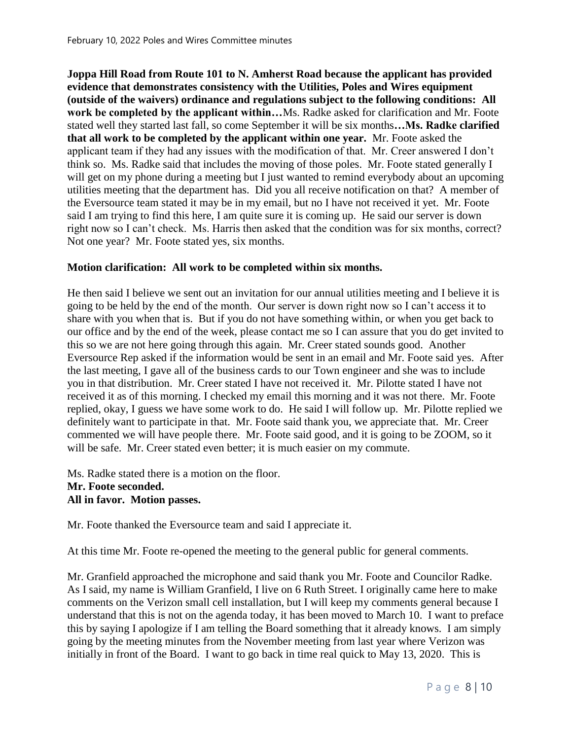**Joppa Hill Road from Route 101 to N. Amherst Road because the applicant has provided evidence that demonstrates consistency with the Utilities, Poles and Wires equipment (outside of the waivers) ordinance and regulations subject to the following conditions: All work be completed by the applicant within…**Ms. Radke asked for clarification and Mr. Foote stated well they started last fall, so come September it will be six months**…Ms. Radke clarified that all work to be completed by the applicant within one year.** Mr. Foote asked the applicant team if they had any issues with the modification of that. Mr. Creer answered I don't think so. Ms. Radke said that includes the moving of those poles. Mr. Foote stated generally I will get on my phone during a meeting but I just wanted to remind everybody about an upcoming utilities meeting that the department has. Did you all receive notification on that? A member of the Eversource team stated it may be in my email, but no I have not received it yet. Mr. Foote said I am trying to find this here, I am quite sure it is coming up. He said our server is down right now so I can't check. Ms. Harris then asked that the condition was for six months, correct? Not one year? Mr. Foote stated yes, six months.

**Motion clarification: All work to be completed within six months.**

He then said I believe we sent out an invitation for our annual utilities meeting and I believe it is going to be held by the end of the month. Our server is down right now so I can't access it to share with you when that is. But if you do not have something within, or when you get back to our office and by the end of the week, please contact me so I can assure that you do get invited to this so we are not here going through this again. Mr. Creer stated sounds good. Another Eversource Rep asked if the information would be sent in an email and Mr. Foote said yes. After the last meeting, I gave all of the business cards to our Town engineer and she was to include you in that distribution. Mr. Creer stated I have not received it. Mr. Pilotte stated I have not received it as of this morning. I checked my email this morning and it was not there. Mr. Foote replied, okay, I guess we have some work to do. He said I will follow up. Mr. Pilotte replied we definitely want to participate in that. Mr. Foote said thank you, we appreciate that. Mr. Creer commented we will have people there. Mr. Foote said good, and it is going to be ZOOM, so it will be safe. Mr. Creer stated even better; it is much easier on my commute.

Ms. Radke stated there is a motion on the floor.
**Mr. Foote seconded.**
**All in favor. Motion passes.**

Mr. Foote thanked the Eversource team and said I appreciate it.

At this time Mr. Foote re-opened the meeting to the general public for general comments.

Mr. Granfield approached the microphone and said thank you Mr. Foote and Councilor Radke. As I said, my name is William Granfield, I live on 6 Ruth Street. I originally came here to make comments on the Verizon small cell installation, but I will keep my comments general because I understand that this is not on the agenda today, it has been moved to March 10. I want to preface this by saying I apologize if I am telling the Board something that it already knows. I am simply going by the meeting minutes from the November meeting from last year where Verizon was initially in front of the Board. I want to go back in time real quick to May 13, 2020. This is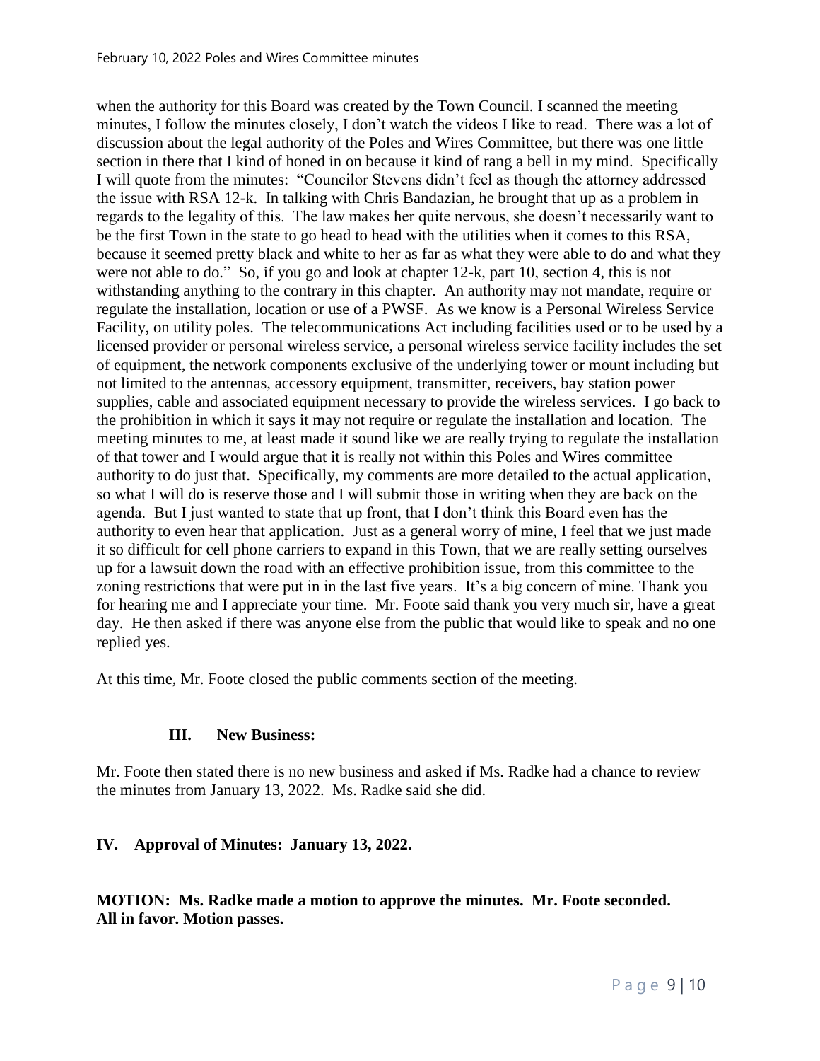when the authority for this Board was created by the Town Council. I scanned the meeting minutes, I follow the minutes closely, I don't watch the videos I like to read. There was a lot of discussion about the legal authority of the Poles and Wires Committee, but there was one little section in there that I kind of honed in on because it kind of rang a bell in my mind. Specifically I will quote from the minutes: "Councilor Stevens didn't feel as though the attorney addressed the issue with RSA 12-k. In talking with Chris Bandazian, he brought that up as a problem in regards to the legality of this. The law makes her quite nervous, she doesn't necessarily want to be the first Town in the state to go head to head with the utilities when it comes to this RSA, because it seemed pretty black and white to her as far as what they were able to do and what they were not able to do." So, if you go and look at chapter 12-k, part 10, section 4, this is not withstanding anything to the contrary in this chapter. An authority may not mandate, require or regulate the installation, location or use of a PWSF. As we know is a Personal Wireless Service Facility, on utility poles. The telecommunications Act including facilities used or to be used by a licensed provider or personal wireless service, a personal wireless service facility includes the set of equipment, the network components exclusive of the underlying tower or mount including but not limited to the antennas, accessory equipment, transmitter, receivers, bay station power supplies, cable and associated equipment necessary to provide the wireless services. I go back to the prohibition in which it says it may not require or regulate the installation and location. The meeting minutes to me, at least made it sound like we are really trying to regulate the installation of that tower and I would argue that it is really not within this Poles and Wires committee authority to do just that. Specifically, my comments are more detailed to the actual application, so what I will do is reserve those and I will submit those in writing when they are back on the agenda. But I just wanted to state that up front, that I don't think this Board even has the authority to even hear that application. Just as a general worry of mine, I feel that we just made it so difficult for cell phone carriers to expand in this Town, that we are really setting ourselves up for a lawsuit down the road with an effective prohibition issue, from this committee to the zoning restrictions that were put in in the last five years. It's a big concern of mine. Thank you for hearing me and I appreciate your time. Mr. Foote said thank you very much sir, have a great day. He then asked if there was anyone else from the public that would like to speak and no one replied yes.

At this time, Mr. Foote closed the public comments section of the meeting.

## III. New Business:

Mr. Foote then stated there is no new business and asked if Ms. Radke had a chance to review the minutes from January 13, 2022. Ms. Radke said she did.

## IV. Approval of Minutes: January 13, 2022.

**MOTION: Ms. Radke made a motion to approve the minutes. Mr. Foote seconded. All in favor. Motion passes.**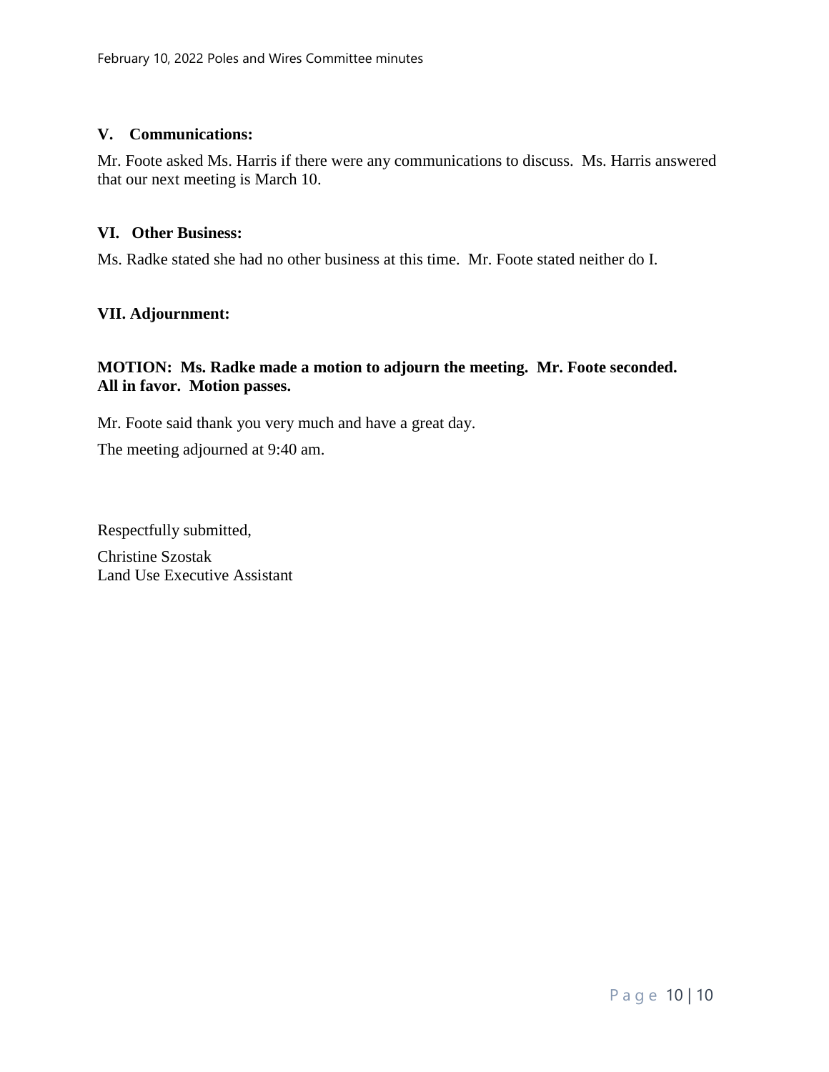### V. Communications:

Mr. Foote asked Ms. Harris if there were any communications to discuss. Ms. Harris answered that our next meeting is March 10.

### VI. Other Business:

Ms. Radke stated she had no other business at this time. Mr. Foote stated neither do I.

### VII. Adjournment:

**MOTION: Ms. Radke made a motion to adjourn the meeting. Mr. Foote seconded. All in favor. Motion passes.**

Mr. Foote said thank you very much and have a great day.

The meeting adjourned at 9:40 am.

Respectfully submitted,

Christine Szostak
Land Use Executive Assistant